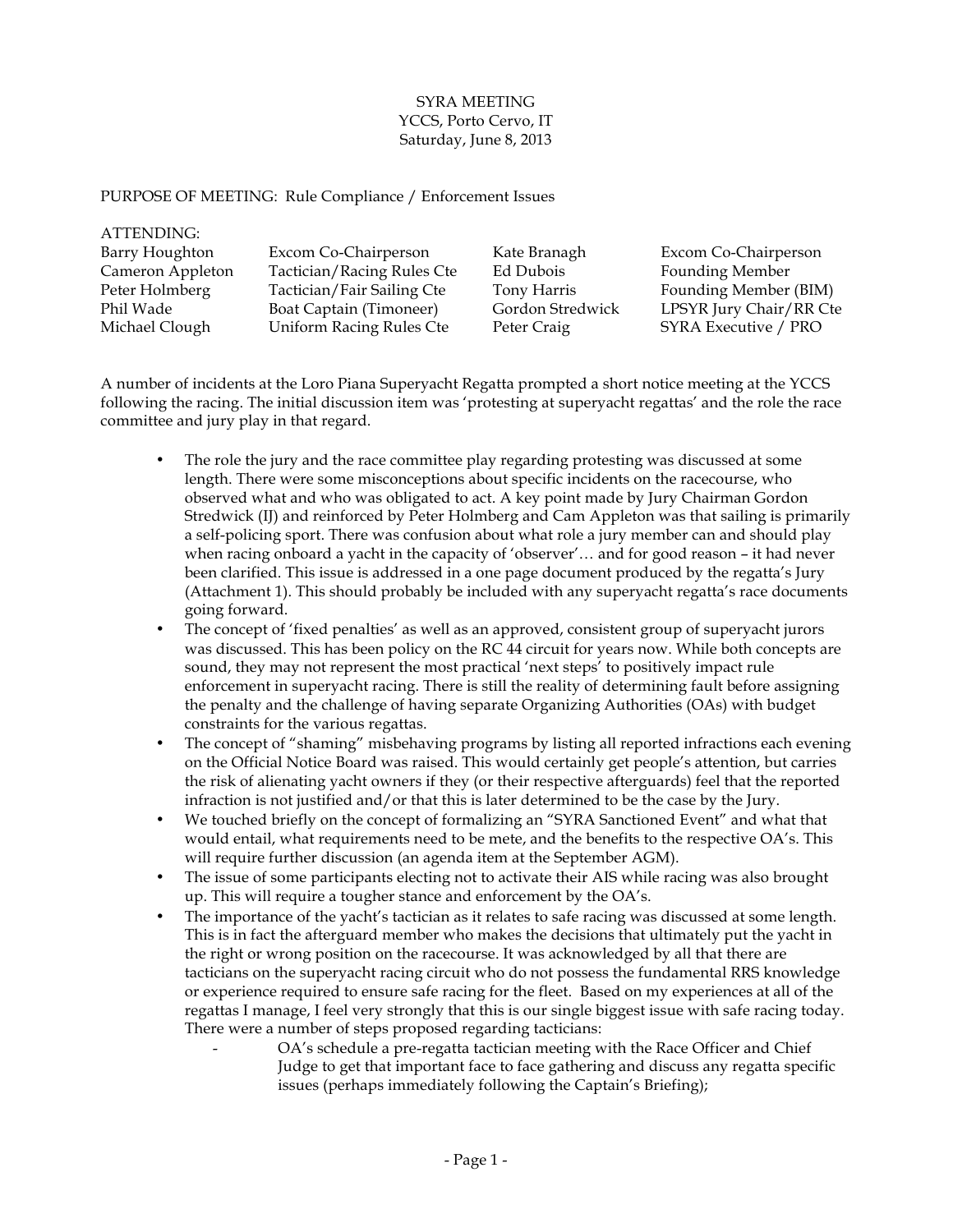SYRA MEETING
YCCS, Porto Cervo, IT
Saturday, June 8, 2013

PURPOSE OF MEETING: Rule Compliance / Enforcement Issues

ATTENDING:

| | | | |
|---|---|---|---|
| Barry Houghton | Excom Co-Chairperson | Kate Branagh | Excom Co-Chairperson |
| Cameron Appleton | Tactician/Racing Rules Cte | Ed Dubois | Founding Member |
| Peter Holmberg | Tactician/Fair Sailing Cte | Tony Harris | Founding Member (BIM) |
| Phil Wade | Boat Captain (Timoneer) | Gordon Stredwick | LPSYR Jury Chair/RR Cte |
| Michael Clough | Uniform Racing Rules Cte | Peter Craig | SYRA Executive / PRO |

A number of incidents at the Loro Piana Superyacht Regatta prompted a short notice meeting at the YCCS following the racing. The initial discussion item was 'protesting at superyacht regattas' and the role the race committee and jury play in that regard.

- The role the jury and the race committee play regarding protesting was discussed at some length. There were some misconceptions about specific incidents on the racecourse, who observed what and who was obligated to act. A key point made by Jury Chairman Gordon Stredwick (IJ) and reinforced by Peter Holmberg and Cam Appleton was that sailing is primarily a self-policing sport. There was confusion about what role a jury member can and should play when racing onboard a yacht in the capacity of 'observer'… and for good reason – it had never been clarified. This issue is addressed in a one page document produced by the regatta's Jury (Attachment 1). This should probably be included with any superyacht regatta's race documents going forward.
- The concept of 'fixed penalties' as well as an approved, consistent group of superyacht jurors was discussed. This has been policy on the RC 44 circuit for years now. While both concepts are sound, they may not represent the most practical 'next steps' to positively impact rule enforcement in superyacht racing. There is still the reality of determining fault before assigning the penalty and the challenge of having separate Organizing Authorities (OAs) with budget constraints for the various regattas.
- The concept of "shaming" misbehaving programs by listing all reported infractions each evening on the Official Notice Board was raised. This would certainly get people's attention, but carries the risk of alienating yacht owners if they (or their respective afterguards) feel that the reported infraction is not justified and/or that this is later determined to be the case by the Jury.
- We touched briefly on the concept of formalizing an "SYRA Sanctioned Event" and what that would entail, what requirements need to be mete, and the benefits to the respective OA's. This will require further discussion (an agenda item at the September AGM).
- The issue of some participants electing not to activate their AIS while racing was also brought up. This will require a tougher stance and enforcement by the OA's.
- The importance of the yacht's tactician as it relates to safe racing was discussed at some length. This is in fact the afterguard member who makes the decisions that ultimately put the yacht in the right or wrong position on the racecourse. It was acknowledged by all that there are tacticians on the superyacht racing circuit who do not possess the fundamental RRS knowledge or experience required to ensure safe racing for the fleet. Based on my experiences at all of the regattas I manage, I feel very strongly that this is our single biggest issue with safe racing today. There were a number of steps proposed regarding tacticians:
  - OA's schedule a pre-regatta tactician meeting with the Race Officer and Chief Judge to get that important face to face gathering and discuss any regatta specific issues (perhaps immediately following the Captain's Briefing);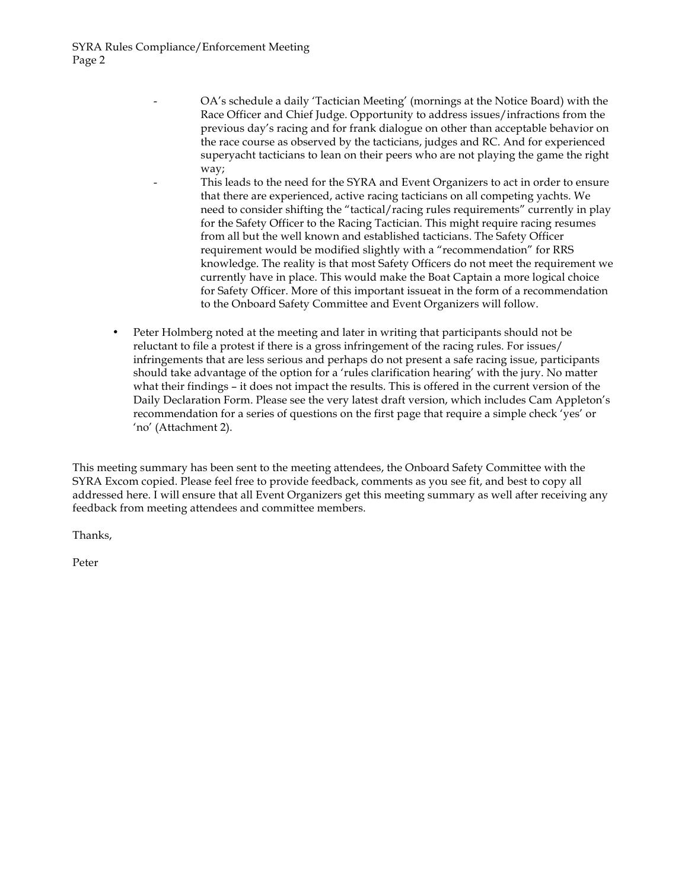- OA's schedule a daily 'Tactician Meeting' (mornings at the Notice Board) with the Race Officer and Chief Judge. Opportunity to address issues/infractions from the previous day's racing and for frank dialogue on other than acceptable behavior on the race course as observed by the tacticians, judges and RC. And for experienced superyacht tacticians to lean on their peers who are not playing the game the right way;
- This leads to the need for the SYRA and Event Organizers to act in order to ensure that there are experienced, active racing tacticians on all competing yachts. We need to consider shifting the "tactical/racing rules requirements" currently in play for the Safety Officer to the Racing Tactician. This might require racing resumes from all but the well known and established tacticians. The Safety Officer requirement would be modified slightly with a "recommendation" for RRS knowledge. The reality is that most Safety Officers do not meet the requirement we currently have in place. This would make the Boat Captain a more logical choice for Safety Officer. More of this important issueat in the form of a recommendation to the Onboard Safety Committee and Event Organizers will follow.

- Peter Holmberg noted at the meeting and later in writing that participants should not be reluctant to file a protest if there is a gross infringement of the racing rules. For issues/ infringements that are less serious and perhaps do not present a safe racing issue, participants should take advantage of the option for a 'rules clarification hearing' with the jury. No matter what their findings – it does not impact the results. This is offered in the current version of the Daily Declaration Form. Please see the very latest draft version, which includes Cam Appleton's recommendation for a series of questions on the first page that require a simple check 'yes' or 'no' (Attachment 2).

This meeting summary has been sent to the meeting attendees, the Onboard Safety Committee with the SYRA Excom copied. Please feel free to provide feedback, comments as you see fit, and best to copy all addressed here. I will ensure that all Event Organizers get this meeting summary as well after receiving any feedback from meeting attendees and committee members.

Thanks,

Peter